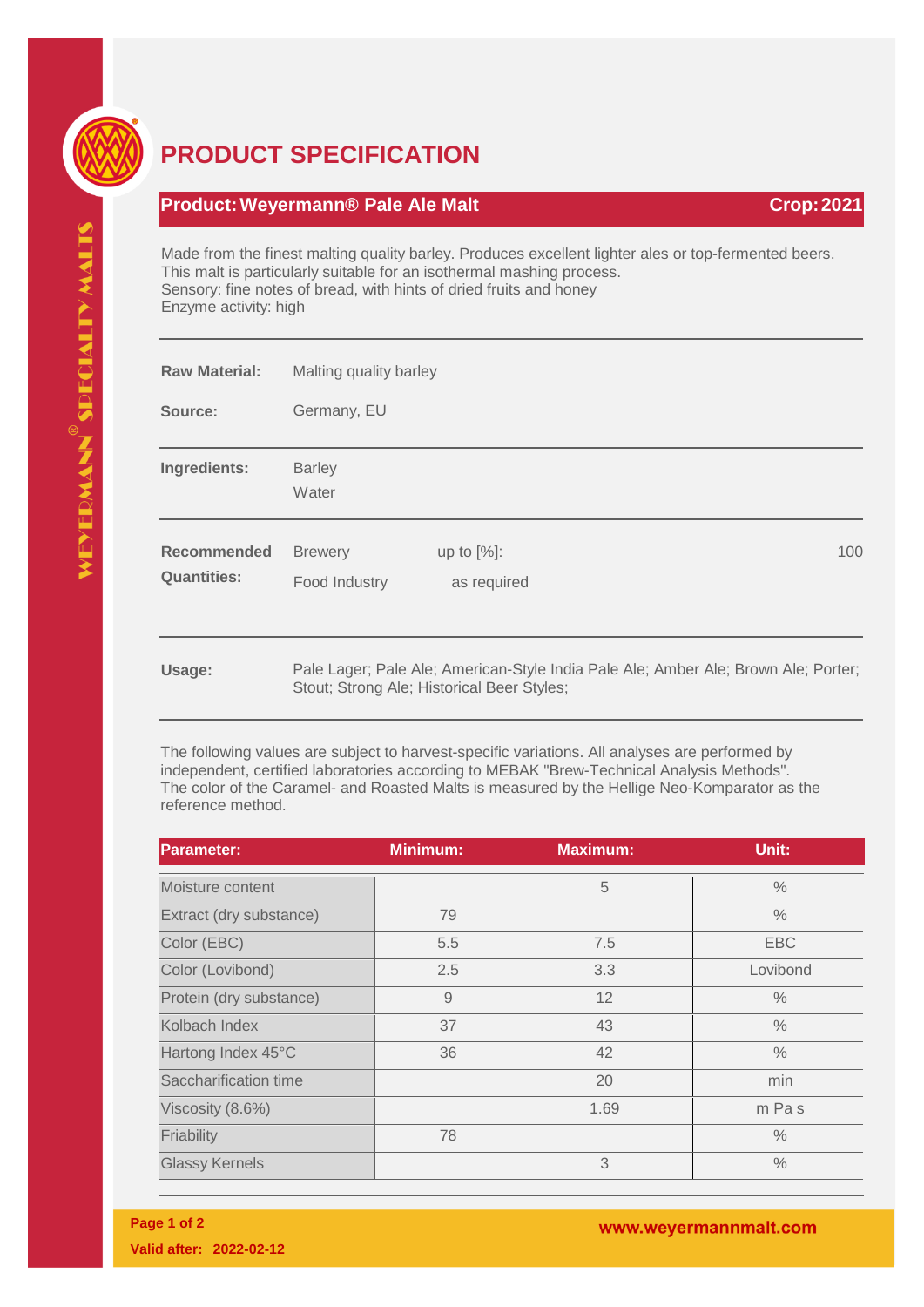# PRODUCT SPECIFICATION

## Product: Weyermann® Pale Ale Malt — Crop: 2021

Made from the finest malting quality barley. Produces excellent lighter ales or top-fermented beers.
This malt is particularly suitable for an isothermal mashing process.
Sensory: fine notes of bread, with hints of dried fruits and honey
Enzyme activity: high

**Raw Material:** Malting quality barley

**Source:** Germany, EU

**Ingredients:** Barley, Water

**Recommended Quantities:**

| | | |
|---|---|---|
| Brewery | up to [%]: | 100 |
| Food Industry | as required | |

**Usage:** Pale Lager; Pale Ale; American-Style India Pale Ale; Amber Ale; Brown Ale; Porter; Stout; Strong Ale; Historical Beer Styles;

The following values are subject to harvest-specific variations. All analyses are performed by independent, certified laboratories according to MEBAK "Brew-Technical Analysis Methods". The color of the Caramel- and Roasted Malts is measured by the Hellige Neo-Komparator as the reference method.

| Parameter: | Minimum: | Maximum: | Unit: |
|---|---|---|---|
| Moisture content | | 5 | % |
| Extract (dry substance) | 79 | | % |
| Color (EBC) | 5.5 | 7.5 | EBC |
| Color (Lovibond) | 2.5 | 3.3 | Lovibond |
| Protein (dry substance) | 9 | 12 | % |
| Kolbach Index | 37 | 43 | % |
| Hartong Index 45°C | 36 | 42 | % |
| Saccharification time | | 20 | min |
| Viscosity (8.6%) | | 1.69 | m Pa s |
| Friability | 78 | | % |
| Glassy Kernels | | 3 | % |

Valid after: 2022-02-12

www.weyermannmalt.com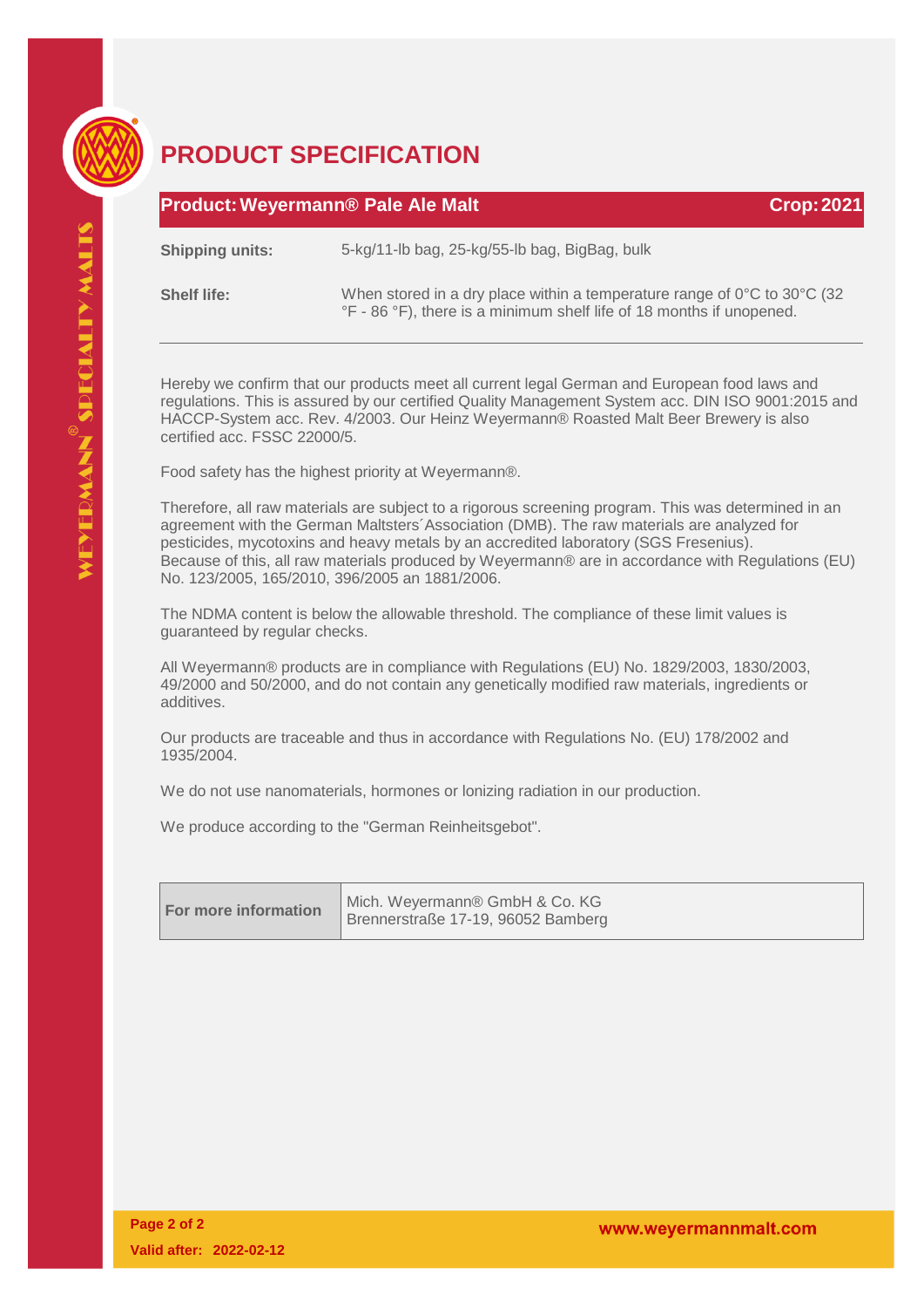# PRODUCT SPECIFICATION

| **Product: Weyermann® Pale Ale Malt** | **Crop: 2021** |
|---|---|
| **Shipping units:** | 5-kg/11-lb bag, 25-kg/55-lb bag, BigBag, bulk |
| **Shelf life:** | When stored in a dry place within a temperature range of 0°C to 30°C (32 °F - 86 °F), there is a minimum shelf life of 18 months if unopened. |

Hereby we confirm that our products meet all current legal German and European food laws and regulations. This is assured by our certified Quality Management System acc. DIN ISO 9001:2015 and HACCP-System acc. Rev. 4/2003. Our Heinz Weyermann® Roasted Malt Beer Brewery is also certified acc. FSSC 22000/5.

Food safety has the highest priority at Weyermann®.

Therefore, all raw materials are subject to a rigorous screening program. This was determined in an agreement with the German Maltsters´Association (DMB). The raw materials are analyzed for pesticides, mycotoxins and heavy metals by an accredited laboratory (SGS Fresenius).
Because of this, all raw materials produced by Weyermann® are in accordance with Regulations (EU) No. 123/2005, 165/2010, 396/2005 an 1881/2006.

The NDMA content is below the allowable threshold. The compliance of these limit values is guaranteed by regular checks.

All Weyermann® products are in compliance with Regulations (EU) No. 1829/2003, 1830/2003, 49/2000 and 50/2000, and do not contain any genetically modified raw materials, ingredients or additives.

Our products are traceable and thus in accordance with Regulations No. (EU) 178/2002 and 1935/2004.

We do not use nanomaterials, hormones or Ionizing radiation in our production.

We produce according to the "German Reinheitsgebot".

| | |
|---|---|
| **For more information** | Mich. Weyermann® GmbH & Co. KG<br>Brennerstraße 17-19, 96052 Bamberg |

**Valid after: 2022-02-12**

www.weyermannmalt.com